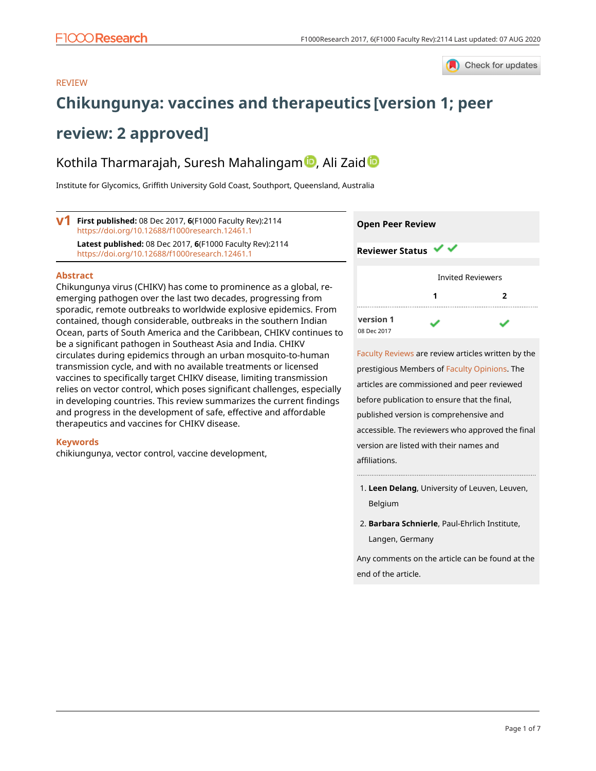REVIEW

# Chikungunya: vaccines and therapeutics [version 1; peer review: 2 approved]

Kothila Tharmarajah, Suresh Mahalingam, Ali Zaid

Institute for Glycomics, Griffith University Gold Coast, Southport, Queensland, Australia

**v1** **First published:** 08 Dec 2017, **6**(F1000 Faculty Rev):2114 https://doi.org/10.12688/f1000research.12461.1

**Latest published:** 08 Dec 2017, **6**(F1000 Faculty Rev):2114 https://doi.org/10.12688/f1000research.12461.1

## Abstract

Chikungunya virus (CHIKV) has come to prominence as a global, re-emerging pathogen over the last two decades, progressing from sporadic, remote outbreaks to worldwide explosive epidemics. From contained, though considerable, outbreaks in the southern Indian Ocean, parts of South America and the Caribbean, CHIKV continues to be a significant pathogen in Southeast Asia and India. CHIKV circulates during epidemics through an urban mosquito-to-human transmission cycle, and with no available treatments or licensed vaccines to specifically target CHIKV disease, limiting transmission relies on vector control, which poses significant challenges, especially in developing countries. This review summarizes the current findings and progress in the development of safe, effective and affordable therapeutics and vaccines for CHIKV disease.

## Keywords

chikiungunya, vector control, vaccine development,

## Open Peer Review

**Reviewer Status** ✓ ✓

| | Invited Reviewers | |
|---|---|---|
| | **1** | **2** |
| **version 1** 08 Dec 2017 | ✓ | ✓ |

Faculty Reviews are review articles written by the prestigious Members of Faculty Opinions. The articles are commissioned and peer reviewed before publication to ensure that the final, published version is comprehensive and accessible. The reviewers who approved the final version are listed with their names and affiliations.

1. **Leen Delang**, University of Leuven, Leuven, Belgium
2. **Barbara Schnierle**, Paul-Ehrlich Institute, Langen, Germany

Any comments on the article can be found at the end of the article.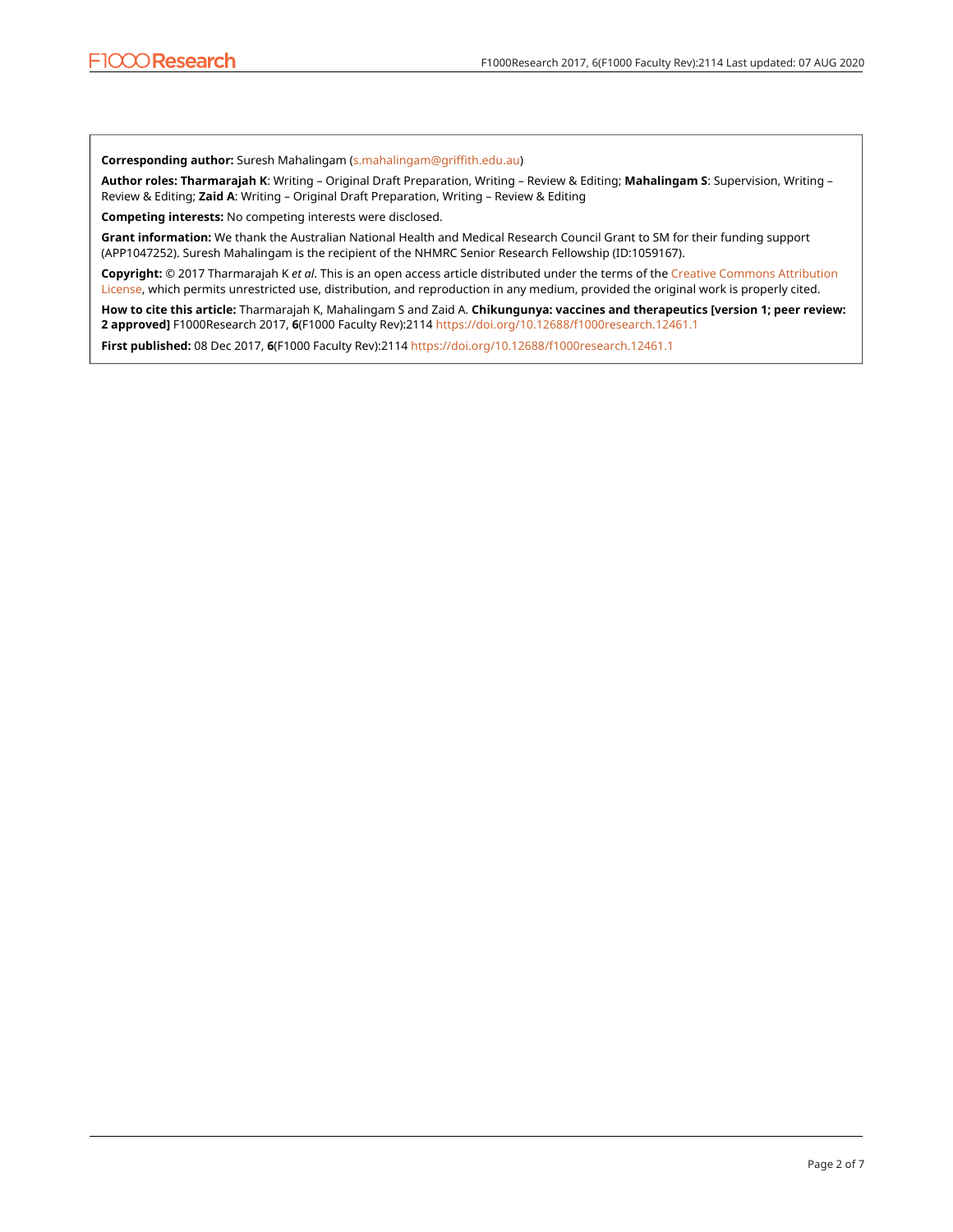**Corresponding author:** Suresh Mahalingam (s.mahalingam@griffith.edu.au)

**Author roles: Tharmarajah K**: Writing – Original Draft Preparation, Writing – Review & Editing; **Mahalingam S**: Supervision, Writing – Review & Editing; **Zaid A**: Writing – Original Draft Preparation, Writing – Review & Editing

**Competing interests:** No competing interests were disclosed.

**Grant information:** We thank the Australian National Health and Medical Research Council Grant to SM for their funding support (APP1047252). Suresh Mahalingam is the recipient of the NHMRC Senior Research Fellowship (ID:1059167).

**Copyright:** © 2017 Tharmarajah K *et al*. This is an open access article distributed under the terms of the Creative Commons Attribution License, which permits unrestricted use, distribution, and reproduction in any medium, provided the original work is properly cited.

**How to cite this article:** Tharmarajah K, Mahalingam S and Zaid A. **Chikungunya: vaccines and therapeutics [version 1; peer review: 2 approved]** F1000Research 2017, **6**(F1000 Faculty Rev):2114 https://doi.org/10.12688/f1000research.12461.1

**First published:** 08 Dec 2017, **6**(F1000 Faculty Rev):2114 https://doi.org/10.12688/f1000research.12461.1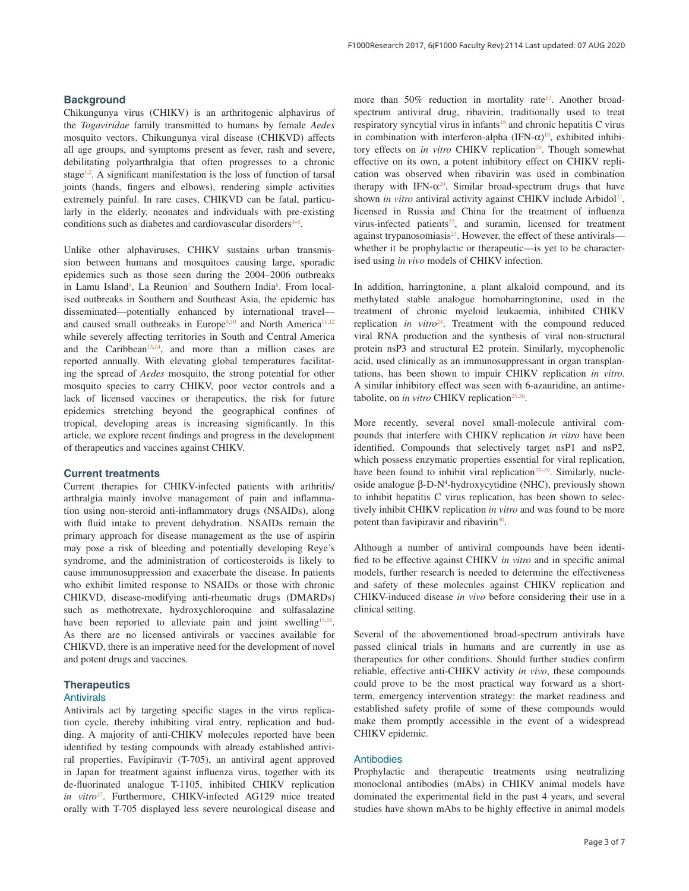## Background

Chikungunya virus (CHIKV) is an arthritogenic alphavirus of the *Togaviridae* family transmitted to humans by female *Aedes* mosquito vectors. Chikungunya viral disease (CHIKVD) affects all age groups, and symptoms present as fever, rash and severe, debilitating polyarthralgia that often progresses to a chronic stage[1,2]. A significant manifestation is the loss of function of tarsal joints (hands, fingers and elbows), rendering simple activities extremely painful. In rare cases, CHIKVD can be fatal, particularly in the elderly, neonates and individuals with pre-existing conditions such as diabetes and cardiovascular disorders[3–5].

Unlike other alphaviruses, CHIKV sustains urban transmission between humans and mosquitoes causing large, sporadic epidemics such as those seen during the 2004–2006 outbreaks in Lamu Island[6], La Reunion[7] and Southern India[8]. From localised outbreaks in Southern and Southeast Asia, the epidemic has disseminated—potentially enhanced by international travel—and caused small outbreaks in Europe[9,10] and North America[11,12] while severely affecting territories in South and Central America and the Caribbean[13,14], and more than a million cases are reported annually. With elevating global temperatures facilitating the spread of *Aedes* mosquito, the strong potential for other mosquito species to carry CHIKV, poor vector controls and a lack of licensed vaccines or therapeutics, the risk for future epidemics stretching beyond the geographical confines of tropical, developing areas is increasing significantly. In this article, we explore recent findings and progress in the development of therapeutics and vaccines against CHIKV.

## Current treatments

Current therapies for CHIKV-infected patients with arthritis/arthralgia mainly involve management of pain and inflammation using non-steroid anti-inflammatory drugs (NSAIDs), along with fluid intake to prevent dehydration. NSAIDs remain the primary approach for disease management as the use of aspirin may pose a risk of bleeding and potentially developing Reye's syndrome, and the administration of corticosteroids is likely to cause immunosuppression and exacerbate the disease. In patients who exhibit limited response to NSAIDs or those with chronic CHIKVD, disease-modifying anti-rheumatic drugs (DMARDs) such as methotrexate, hydroxychloroquine and sulfasalazine have been reported to alleviate pain and joint swelling[15,16]. As there are no licensed antivirals or vaccines available for CHIKVD, there is an imperative need for the development of novel and potent drugs and vaccines.

## Therapeutics

### Antivirals

Antivirals act by targeting specific stages in the virus replication cycle, thereby inhibiting viral entry, replication and budding. A majority of anti-CHIKV molecules reported have been identified by testing compounds with already established antiviral properties. Favipiravir (T-705), an antiviral agent approved in Japan for treatment against influenza virus, together with its de-fluorinated analogue T-1105, inhibited CHIKV replication *in vitro*[17]. Furthermore, CHIKV-infected AG129 mice treated orally with T-705 displayed less severe neurological disease and more than 50% reduction in mortality rate[17]. Another broad-spectrum antiviral drug, ribavirin, traditionally used to treat respiratory syncytial virus in infants[18] and chronic hepatitis C virus in combination with interferon-alpha (IFN-$\alpha$)[19], exhibited inhibitory effects on *in vitro* CHIKV replication[20]. Though somewhat effective on its own, a potent inhibitory effect on CHIKV replication was observed when ribavirin was used in combination therapy with IFN-$\alpha$[20]. Similar broad-spectrum drugs that have shown *in vitro* antiviral activity against CHIKV include Arbidol[21], licensed in Russia and China for the treatment of influenza virus-infected patients[22], and suramin, licensed for treatment against trypanosomiasis[23]. However, the effect of these antivirals—whether it be prophylactic or therapeutic—is yet to be characterised using *in vivo* models of CHIKV infection.

In addition, harringtonine, a plant alkaloid compound, and its methylated stable analogue homoharringtonine, used in the treatment of chronic myeloid leukaemia, inhibited CHIKV replication *in vitro*[24]. Treatment with the compound reduced viral RNA production and the synthesis of viral non-structural protein nsP3 and structural E2 protein. Similarly, mycophenolic acid, used clinically as an immunosuppressant in organ transplantations, has been shown to impair CHIKV replication *in vitro*. A similar inhibitory effect was seen with 6-azauridine, an antimetabolite, on *in vitro* CHIKV replication[25,26].

More recently, several novel small-molecule antiviral compounds that interfere with CHIKV replication *in vitro* have been identified. Compounds that selectively target nsP1 and nsP2, which possess enzymatic properties essential for viral replication, have been found to inhibit viral replication[27–29]. Similarly, nucleoside analogue β-D-$N^4$-hydroxycytidine (NHC), previously shown to inhibit hepatitis C virus replication, has been shown to selectively inhibit CHIKV replication *in vitro* and was found to be more potent than favipiravir and ribavirin[30].

Although a number of antiviral compounds have been identified to be effective against CHIKV *in vitro* and in specific animal models, further research is needed to determine the effectiveness and safety of these molecules against CHIKV replication and CHIKV-induced disease *in vivo* before considering their use in a clinical setting.

Several of the abovementioned broad-spectrum antivirals have passed clinical trials in humans and are currently in use as therapeutics for other conditions. Should further studies confirm reliable, effective anti-CHIKV activity *in vivo*, these compounds could prove to be the most practical way forward as a short-term, emergency intervention strategy: the market readiness and established safety profile of some of these compounds would make them promptly accessible in the event of a widespread CHIKV epidemic.

### Antibodies

Prophylactic and therapeutic treatments using neutralizing monoclonal antibodies (mAbs) in CHIKV animal models have dominated the experimental field in the past 4 years, and several studies have shown mAbs to be highly effective in animal models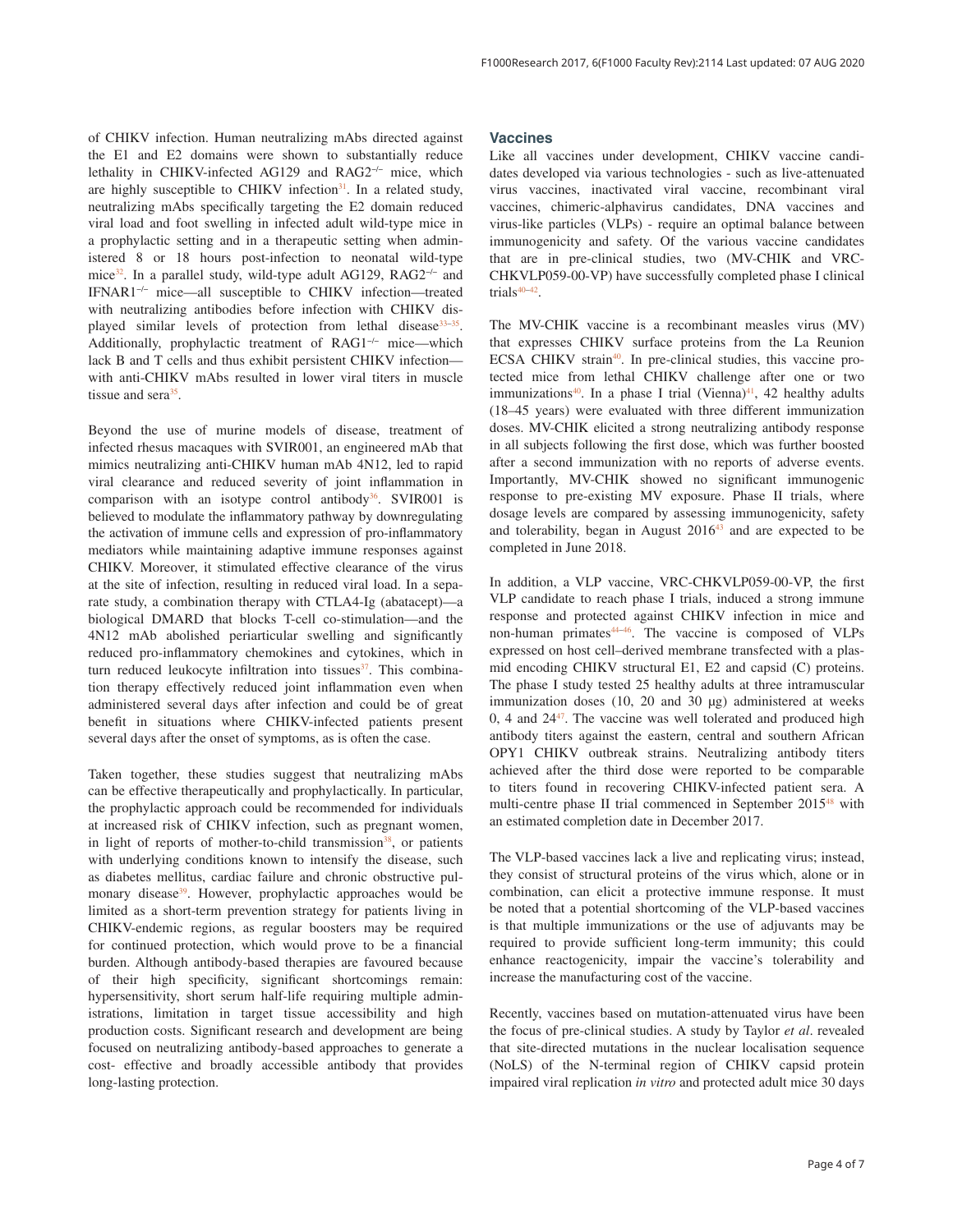of CHIKV infection. Human neutralizing mAbs directed against the E1 and E2 domains were shown to substantially reduce lethality in CHIKV-infected AG129 and RAG2$^{-/-}$ mice, which are highly susceptible to CHIKV infection[31]. In a related study, neutralizing mAbs specifically targeting the E2 domain reduced viral load and foot swelling in infected adult wild-type mice in a prophylactic setting and in a therapeutic setting when administered 8 or 18 hours post-infection to neonatal wild-type mice[32]. In a parallel study, wild-type adult AG129, RAG2$^{-/-}$ and IFNAR1$^{-/-}$ mice—all susceptible to CHIKV infection—treated with neutralizing antibodies before infection with CHIKV displayed similar levels of protection from lethal disease[33–35]. Additionally, prophylactic treatment of RAG1$^{-/-}$ mice—which lack B and T cells and thus exhibit persistent CHIKV infection—with anti-CHIKV mAbs resulted in lower viral titers in muscle tissue and sera[35].

Beyond the use of murine models of disease, treatment of infected rhesus macaques with SVIR001, an engineered mAb that mimics neutralizing anti-CHIKV human mAb 4N12, led to rapid viral clearance and reduced severity of joint inflammation in comparison with an isotype control antibody[36]. SVIR001 is believed to modulate the inflammatory pathway by downregulating the activation of immune cells and expression of pro-inflammatory mediators while maintaining adaptive immune responses against CHIKV. Moreover, it stimulated effective clearance of the virus at the site of infection, resulting in reduced viral load. In a separate study, a combination therapy with CTLA4-Ig (abatacept)—a biological DMARD that blocks T-cell co-stimulation—and the 4N12 mAb abolished periarticular swelling and significantly reduced pro-inflammatory chemokines and cytokines, which in turn reduced leukocyte infiltration into tissues[37]. This combination therapy effectively reduced joint inflammation even when administered several days after infection and could be of great benefit in situations where CHIKV-infected patients present several days after the onset of symptoms, as is often the case.

Taken together, these studies suggest that neutralizing mAbs can be effective therapeutically and prophylactically. In particular, the prophylactic approach could be recommended for individuals at increased risk of CHIKV infection, such as pregnant women, in light of reports of mother-to-child transmission[38], or patients with underlying conditions known to intensify the disease, such as diabetes mellitus, cardiac failure and chronic obstructive pulmonary disease[39]. However, prophylactic approaches would be limited as a short-term prevention strategy for patients living in CHIKV-endemic regions, as regular boosters may be required for continued protection, which would prove to be a financial burden. Although antibody-based therapies are favoured because of their high specificity, significant shortcomings remain: hypersensitivity, short serum half-life requiring multiple administrations, limitation in target tissue accessibility and high production costs. Significant research and development are being focused on neutralizing antibody-based approaches to generate a cost- effective and broadly accessible antibody that provides long-lasting protection.

## Vaccines

Like all vaccines under development, CHIKV vaccine candidates developed via various technologies - such as live-attenuated virus vaccines, inactivated viral vaccine, recombinant viral vaccines, chimeric-alphavirus candidates, DNA vaccines and virus-like particles (VLPs) - require an optimal balance between immunogenicity and safety. Of the various vaccine candidates that are in pre-clinical studies, two (MV-CHIK and VRC-CHKVLP059-00-VP) have successfully completed phase I clinical trials[40–42].

The MV-CHIK vaccine is a recombinant measles virus (MV) that expresses CHIKV surface proteins from the La Reunion ECSA CHIKV strain[40]. In pre-clinical studies, this vaccine protected mice from lethal CHIKV challenge after one or two immunizations[40]. In a phase I trial (Vienna)[41], 42 healthy adults (18–45 years) were evaluated with three different immunization doses. MV-CHIK elicited a strong neutralizing antibody response in all subjects following the first dose, which was further boosted after a second immunization with no reports of adverse events. Importantly, MV-CHIK showed no significant immunogenic response to pre-existing MV exposure. Phase II trials, where dosage levels are compared by assessing immunogenicity, safety and tolerability, began in August 2016[43] and are expected to be completed in June 2018.

In addition, a VLP vaccine, VRC-CHKVLP059-00-VP, the first VLP candidate to reach phase I trials, induced a strong immune response and protected against CHIKV infection in mice and non-human primates[44–46]. The vaccine is composed of VLPs expressed on host cell–derived membrane transfected with a plasmid encoding CHIKV structural E1, E2 and capsid (C) proteins. The phase I study tested 25 healthy adults at three intramuscular immunization doses (10, 20 and 30 µg) administered at weeks 0, 4 and 24[47]. The vaccine was well tolerated and produced high antibody titers against the eastern, central and southern African OPY1 CHIKV outbreak strains. Neutralizing antibody titers achieved after the third dose were reported to be comparable to titers found in recovering CHIKV-infected patient sera. A multi-centre phase II trial commenced in September 2015[48] with an estimated completion date in December 2017.

The VLP-based vaccines lack a live and replicating virus; instead, they consist of structural proteins of the virus which, alone or in combination, can elicit a protective immune response. It must be noted that a potential shortcoming of the VLP-based vaccines is that multiple immunizations or the use of adjuvants may be required to provide sufficient long-term immunity; this could enhance reactogenicity, impair the vaccine's tolerability and increase the manufacturing cost of the vaccine.

Recently, vaccines based on mutation-attenuated virus have been the focus of pre-clinical studies. A study by Taylor *et al*. revealed that site-directed mutations in the nuclear localisation sequence (NoLS) of the N-terminal region of CHIKV capsid protein impaired viral replication *in vitro* and protected adult mice 30 days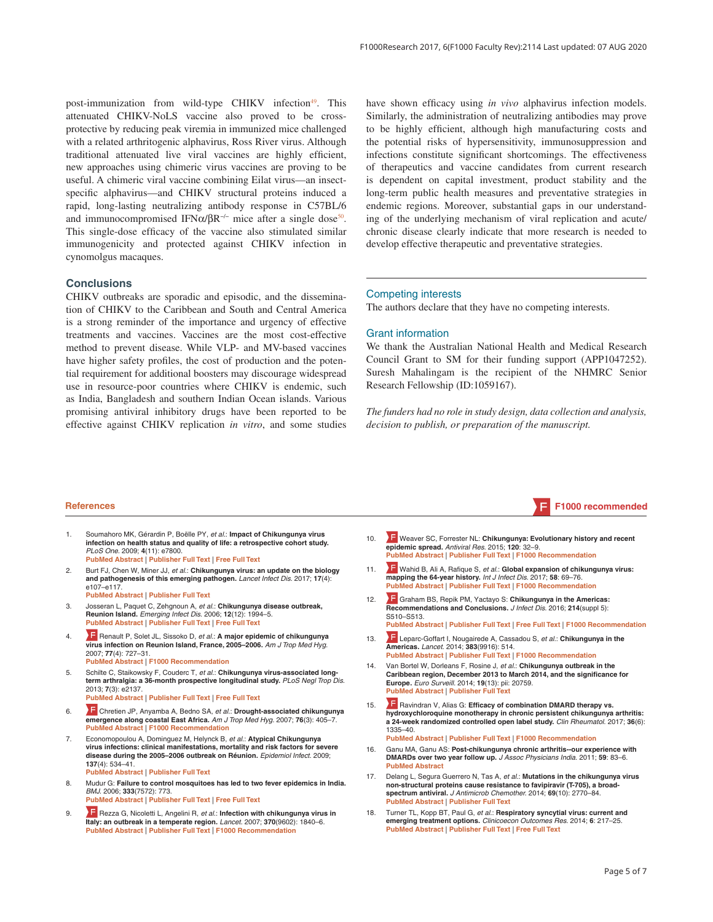post-immunization from wild-type CHIKV infection[49]. This attenuated CHIKV-NoLS vaccine also proved to be cross-protective by reducing peak viremia in immunized mice challenged with a related arthritogenic alphavirus, Ross River virus. Although traditional attenuated live viral vaccines are highly efficient, new approaches using chimeric virus vaccines are proving to be useful. A chimeric viral vaccine combining Eilat virus—an insect-specific alphavirus—and CHIKV structural proteins induced a rapid, long-lasting neutralizing antibody response in C57BL/6 and immunocompromised IFN$\alpha/\beta R^{-/-}$ mice after a single dose[50]. This single-dose efficacy of the vaccine also stimulated similar immunogenicity and protected against CHIKV infection in cynomolgus macaques.

## Conclusions

CHIKV outbreaks are sporadic and episodic, and the dissemination of CHIKV to the Caribbean and South and Central America is a strong reminder of the importance and urgency of effective treatments and vaccines. Vaccines are the most cost-effective method to prevent disease. While VLP- and MV-based vaccines have higher safety profiles, the cost of production and the potential requirement for additional boosters may discourage widespread use in resource-poor countries where CHIKV is endemic, such as India, Bangladesh and southern Indian Ocean islands. Various promising antiviral inhibitory drugs have been reported to be effective against CHIKV replication *in vitro*, and some studies have shown efficacy using *in vivo* alphavirus infection models. Similarly, the administration of neutralizing antibodies may prove to be highly efficient, although high manufacturing costs and the potential risks of hypersensitivity, immunosuppression and infections constitute significant shortcomings. The effectiveness of therapeutics and vaccine candidates from current research is dependent on capital investment, product stability and the long-term public health measures and preventative strategies in endemic regions. Moreover, substantial gaps in our understanding of the underlying mechanism of viral replication and acute/chronic disease clearly indicate that more research is needed to develop effective therapeutic and preventative strategies.

## Competing interests

The authors declare that they have no competing interests.

## Grant information

We thank the Australian National Health and Medical Research Council Grant to SM for their funding support (APP1047252). Suresh Mahalingam is the recipient of the NHMRC Senior Research Fellowship (ID:1059167).

*The funders had no role in study design, data collection and analysis, decision to publish, or preparation of the manuscript.*

## References

F1000 recommended

1. Soumahoro MK, Gérardin P, Boëlle PY, *et al.*: **Impact of Chikungunya virus infection on health status and quality of life: a retrospective cohort study.** *PLoS One.* 2009; **4**(11): e7800.
PubMed Abstract | Publisher Full Text | Free Full Text
2. Burt FJ, Chen W, Miner JJ, *et al.*: **Chikungunya virus: an update on the biology and pathogenesis of this emerging pathogen.** *Lancet Infect Dis.* 2017; **17**(4): e107–e117.
PubMed Abstract | Publisher Full Text
3. Josseran L, Paquet C, Zehgnoun A, *et al.*: **Chikungunya disease outbreak, Reunion Island.** *Emerging Infect Dis.* 2006; **12**(12): 1994–5.
PubMed Abstract | Publisher Full Text | Free Full Text
4. F Renault P, Solet JL, Sissoko D, *et al.*: **A major epidemic of chikungunya virus infection on Reunion Island, France, 2005–2006.** *Am J Trop Med Hyg.* 2007; **77**(4): 727–31.
PubMed Abstract | F1000 Recommendation
5. Schilte C, Staikowsky F, Couderc T, *et al.*: **Chikungunya virus-associated long-term arthralgia: a 36-month prospective longitudinal study.** *PLoS Negl Trop Dis.* 2013; **7**(3): e2137.
PubMed Abstract | Publisher Full Text | Free Full Text
6. F Chretien JP, Anyamba A, Bedno SA, *et al.*: **Drought-associated chikungunya emergence along coastal East Africa.** *Am J Trop Med Hyg.* 2007; **76**(3): 405–7.
PubMed Abstract | F1000 Recommendation
7. Economopoulou A, Dominguez M, Helynck B, *et al.*: **Atypical Chikungunya virus infections: clinical manifestations, mortality and risk factors for severe disease during the 2005–2006 outbreak on Réunion.** *Epidemiol Infect.* 2009; **137**(4): 534–41.
PubMed Abstract | Publisher Full Text
8. Mudur G: **Failure to control mosquitoes has led to two fever epidemics in India.** *BMJ.* 2006; **333**(7572): 773.
PubMed Abstract | Publisher Full Text | Free Full Text
9. F Rezza G, Nicoletti L, Angelini R, *et al.*: **Infection with chikungunya virus in Italy: an outbreak in a temperate region.** *Lancet.* 2007; **370**(9602): 1840–6.
PubMed Abstract | Publisher Full Text | F1000 Recommendation
10. F Weaver SC, Forrester NL: **Chikungunya: Evolutionary history and recent epidemic spread.** *Antiviral Res.* 2015; **120**: 32–9.
PubMed Abstract | Publisher Full Text | F1000 Recommendation
11. F Wahid B, Ali A, Rafique S, *et al.*: **Global expansion of chikungunya virus: mapping the 64-year history.** *Int J Infect Dis.* 2017; **58**: 69–76.
PubMed Abstract | Publisher Full Text | F1000 Recommendation
12. F Graham BS, Repik PM, Yactayo S: **Chikungunya in the Americas: Recommendations and Conclusions.** *J Infect Dis.* 2016; **214**(suppl 5): S510–S513.
PubMed Abstract | Publisher Full Text | Free Full Text | F1000 Recommendation
13. F Leparc-Goffart I, Nougairede A, Cassadou S, *et al.*: **Chikungunya in the Americas.** *Lancet.* 2014; **383**(9916): 514.
PubMed Abstract | Publisher Full Text | F1000 Recommendation
14. Van Bortel W, Dorleans F, Rosine J, *et al.*: **Chikungunya outbreak in the Caribbean region, December 2013 to March 2014, and the significance for Europe.** *Euro Surveill.* 2014; **19**(13): pii: 20759.
PubMed Abstract | Publisher Full Text
15. F Ravindran V, Alias G: **Efficacy of combination DMARD therapy vs. hydroxychloroquine monotherapy in chronic persistent chikungunya arthritis: a 24-week randomized controlled open label study.** *Clin Rheumatol.* 2017; **36**(6): 1335–40.
PubMed Abstract | Publisher Full Text | F1000 Recommendation
16. Ganu MA, Ganu AS: **Post-chikungunya chronic arthritis--our experience with DMARDs over two year follow up.** *J Assoc Physicians India.* 2011; **59**: 83–6.
PubMed Abstract
17. Delang L, Segura Guerrero N, Tas A, *et al.*: **Mutations in the chikungunya virus non-structural proteins cause resistance to favipiravir (T-705), a broad-spectrum antiviral.** *J Antimicrob Chemother.* 2014; **69**(10): 2770–84.
PubMed Abstract | Publisher Full Text
18. Turner TL, Kopp BT, Paul G, *et al.*: **Respiratory syncytial virus: current and emerging treatment options.** *Clinicoecon Outcomes Res.* 2014; **6**: 217–25.
PubMed Abstract | Publisher Full Text | Free Full Text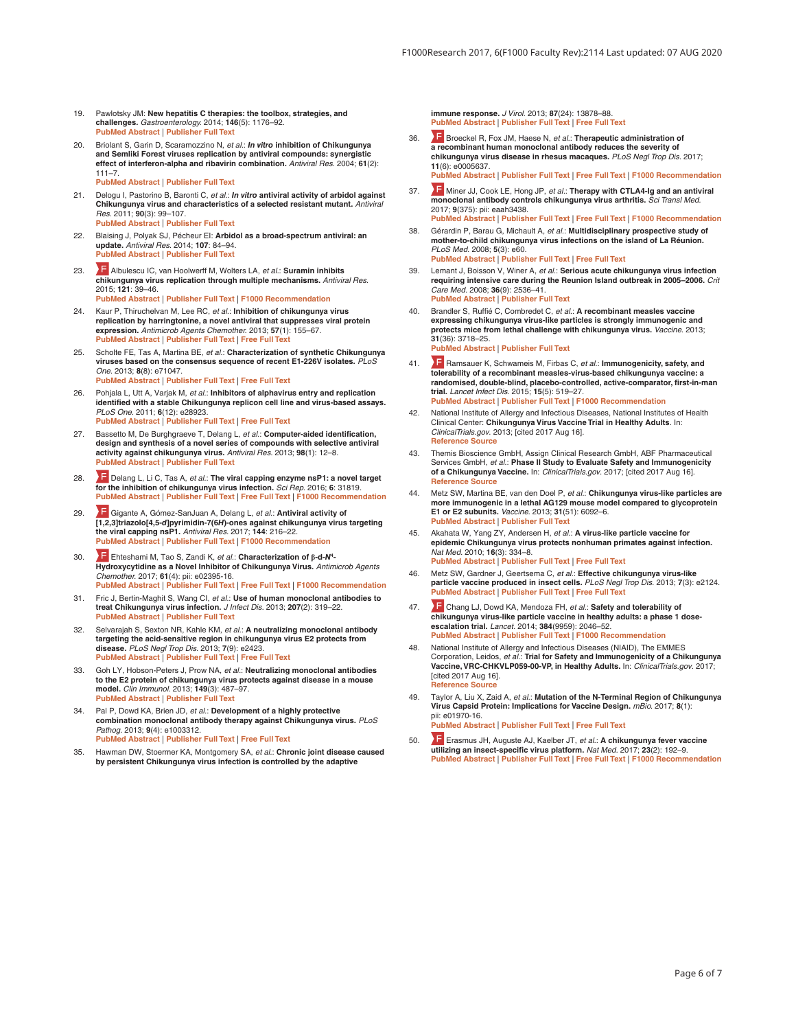19. Pawlotsky JM: **New hepatitis C therapies: the toolbox, strategies, and challenges.** *Gastroenterology.* 2014; **146**(5): 1176–92.
PubMed Abstract | Publisher Full Text

20. Briolant S, Garin D, Scaramozzino N, *et al.*: ***In vitro* inhibition of Chikungunya and Semliki Forest viruses replication by antiviral compounds: synergistic effect of interferon-alpha and ribavirin combination.** *Antiviral Res.* 2004; **61**(2): 111–7.
PubMed Abstract | Publisher Full Text

21. Delogu I, Pastorino B, Baronti C, *et al.*: ***In vitro* antiviral activity of arbidol against Chikungunya virus and characteristics of a selected resistant mutant.** *Antiviral Res.* 2011; **90**(3): 99–107.
PubMed Abstract | Publisher Full Text

22. Blaising J, Polyak SJ, Pécheur EI: **Arbidol as a broad-spectrum antiviral: an update.** *Antiviral Res.* 2014; **107**: 84–94.
PubMed Abstract | Publisher Full Text

23. Albulescu IC, van Hoolwerff M, Wolters LA, *et al.*: **Suramin inhibits chikungunya virus replication through multiple mechanisms.** *Antiviral Res.* 2015; **121**: 39–46.
PubMed Abstract | Publisher Full Text | F1000 Recommendation

24. Kaur P, Thiruchelvan M, Lee RC, *et al.*: **Inhibition of chikungunya virus replication by harringtonine, a novel antiviral that suppresses viral protein expression.** *Antimicrob Agents Chemother.* 2013; **57**(1): 155–67.
PubMed Abstract | Publisher Full Text | Free Full Text

25. Scholte FE, Tas A, Martina BE, *et al.*: **Characterization of synthetic Chikungunya viruses based on the consensus sequence of recent E1-226V isolates.** *PLoS One.* 2013; **8**(8): e71047.
PubMed Abstract | Publisher Full Text | Free Full Text

26. Pohjala L, Utt A, Varjak M, *et al.*: **Inhibitors of alphavirus entry and replication identified with a stable Chikungunya replicon cell line and virus-based assays.** *PLoS One.* 2011; **6**(12): e28923.
PubMed Abstract | Publisher Full Text | Free Full Text

27. Bassetto M, De Burghgraeve T, Delang L, *et al.*: **Computer-aided identification, design and synthesis of a novel series of compounds with selective antiviral activity against chikungunya virus.** *Antiviral Res.* 2013; **98**(1): 12–8.
PubMed Abstract | Publisher Full Text

28. Delang L, Li C, Tas A, *et al.*: **The viral capping enzyme nsP1: a novel target for the inhibition of chikungunya virus infection.** *Sci Rep.* 2016; **6**: 31819.
PubMed Abstract | Publisher Full Text | Free Full Text | F1000 Recommendation

29. Gigante A, Gómez-SanJuan A, Delang L, *et al.*: **Antiviral activity of [1,2,3]triazolo[4,5-*d*]pyrimidin-7(6*H*)-ones against chikungunya virus targeting the viral capping nsP1.** *Antiviral Res.* 2017; **144**: 216–22.
PubMed Abstract | Publisher Full Text | F1000 Recommendation

30. Ehteshami M, Tao S, Zandi K, *et al.*: **Characterization of β-d-*N*[4]-Hydroxycytidine as a Novel Inhibitor of Chikungunya Virus.** *Antimicrob Agents Chemother.* 2017; **61**(4): pii: e02395-16.
PubMed Abstract | Publisher Full Text | Free Full Text | F1000 Recommendation

31. Fric J, Bertin-Maghit S, Wang CI, *et al.*: **Use of human monoclonal antibodies to treat Chikungunya virus infection.** *J Infect Dis.* 2013; **207**(2): 319–22.
PubMed Abstract | Publisher Full Text

32. Selvarajah S, Sexton NR, Kahle KM, *et al.*: **A neutralizing monoclonal antibody targeting the acid-sensitive region in chikungunya virus E2 protects from disease.** *PLoS Negl Trop Dis.* 2013; **7**(9): e2423.
PubMed Abstract | Publisher Full Text | Free Full Text

33. Goh LY, Hobson-Peters J, Prow NA, *et al.*: **Neutralizing monoclonal antibodies to the E2 protein of chikungunya virus protects against disease in a mouse model.** *Clin Immunol.* 2013; **149**(3): 487–97.
PubMed Abstract | Publisher Full Text

34. Pal P, Dowd KA, Brien JD, *et al.*: **Development of a highly protective combination monoclonal antibody therapy against Chikungunya virus.** *PLoS Pathog.* 2013; **9**(4): e1003312.
PubMed Abstract | Publisher Full Text | Free Full Text

35. Hawman DW, Stoermer KA, Montgomery SA, *et al.*: **Chronic joint disease caused by persistent Chikungunya virus infection is controlled by the adaptive immune response.** *J Virol.* 2013; **87**(24): 13878–88.
PubMed Abstract | Publisher Full Text | Free Full Text

36. Broeckel R, Fox JM, Haese N, *et al.*: **Therapeutic administration of a recombinant human monoclonal antibody reduces the severity of chikungunya virus disease in rhesus macaques.** *PLoS Negl Trop Dis.* 2017; **11**(6): e0005637.
PubMed Abstract | Publisher Full Text | Free Full Text | F1000 Recommendation

37. Miner JJ, Cook LE, Hong JP, *et al.*: **Therapy with CTLA4-Ig and an antiviral monoclonal antibody controls chikungunya virus arthritis.** *Sci Transl Med.* 2017; **9**(375): pii: eaah3438.
PubMed Abstract | Publisher Full Text | Free Full Text | F1000 Recommendation

38. Gérardin P, Barau G, Michault A, *et al.*: **Multidisciplinary prospective study of mother-to-child chikungunya virus infections on the island of La Réunion.** *PLoS Med.* 2008; **5**(3): e60.
PubMed Abstract | Publisher Full Text | Free Full Text

39. Lemant J, Boisson V, Winer A, *et al.*: **Serious acute chikungunya virus infection requiring intensive care during the Reunion Island outbreak in 2005–2006.** *Crit Care Med.* 2008; **36**(9): 2536–41.
PubMed Abstract | Publisher Full Text

40. Brandler S, Ruffié C, Combredet C, *et al.*: **A recombinant measles vaccine expressing chikungunya virus-like particles is strongly immunogenic and protects mice from lethal challenge with chikungunya virus.** *Vaccine.* 2013; **31**(36): 3718–25.
PubMed Abstract | Publisher Full Text

41. Ramsauer K, Schwameis M, Firbas C, *et al.*: **Immunogenicity, safety, and tolerability of a recombinant measles-virus-based chikungunya vaccine: a randomised, double-blind, placebo-controlled, active-comparator, first-in-man trial.** *Lancet Infect Dis.* 2015; **15**(5): 519–27.
PubMed Abstract | Publisher Full Text | F1000 Recommendation

42. National Institute of Allergy and Infectious Diseases, National Institutes of Health Clinical Center: **Chikungunya Virus Vaccine Trial in Healthy Adults.** In: *ClinicalTrials.gov.* 2013; [cited 2017 Aug 16].
Reference Source

43. Themis Bioscience GmbH, Assign Clinical Research GmbH, ABF Pharmaceutical Services GmbH, *et al.*: **Phase II Study to Evaluate Safety and Immunogenicity of a Chikungunya Vaccine.** In: *ClinicalTrials.gov.* 2017; [cited 2017 Aug 16].
Reference Source

44. Metz SW, Martina BE, van den Doel P, *et al.*: **Chikungunya virus-like particles are more immunogenic in a lethal AG129 mouse model compared to glycoprotein E1 or E2 subunits.** *Vaccine.* 2013; **31**(51): 6092–6.
PubMed Abstract | Publisher Full Text

45. Akahata W, Yang ZY, Andersen H, *et al.*: **A virus-like particle vaccine for epidemic Chikungunya virus protects nonhuman primates against infection.** *Nat Med.* 2010; **16**(3): 334–8.
PubMed Abstract | Publisher Full Text | Free Full Text

46. Metz SW, Gardner J, Geertsema C, *et al.*: **Effective chikungunya virus-like particle vaccine produced in insect cells.** *PLoS Negl Trop Dis.* 2013; **7**(3): e2124.
PubMed Abstract | Publisher Full Text | Free Full Text

47. Chang LJ, Dowd KA, Mendoza FH, *et al.*: **Safety and tolerability of chikungunya virus-like particle vaccine in healthy adults: a phase 1 dose-escalation trial.** *Lancet.* 2014; **384**(9959): 2046–52.
PubMed Abstract | Publisher Full Text | F1000 Recommendation

48. National Institute of Allergy and Infectious Diseases (NIAID), The EMMES Corporation, Leidos, *et al.*: **Trial for Safety and Immunogenicity of a Chikungunya Vaccine, VRC-CHKVLP059-00-VP, in Healthy Adults.** In: *ClinicalTrials.gov.* 2017; [cited 2017 Aug 16].
Reference Source

49. Taylor A, Liu X, Zaid A, *et al.*: **Mutation of the N-Terminal Region of Chikungunya Virus Capsid Protein: Implications for Vaccine Design.** *mBio.* 2017; **8**(1): pii: e01970-16.
PubMed Abstract | Publisher Full Text | Free Full Text

50. Erasmus JH, Auguste AJ, Kaelber JT, *et al.*: **A chikungunya fever vaccine utilizing an insect-specific virus platform.** *Nat Med.* 2017; **23**(2): 192–9.
PubMed Abstract | Publisher Full Text | Free Full Text | F1000 Recommendation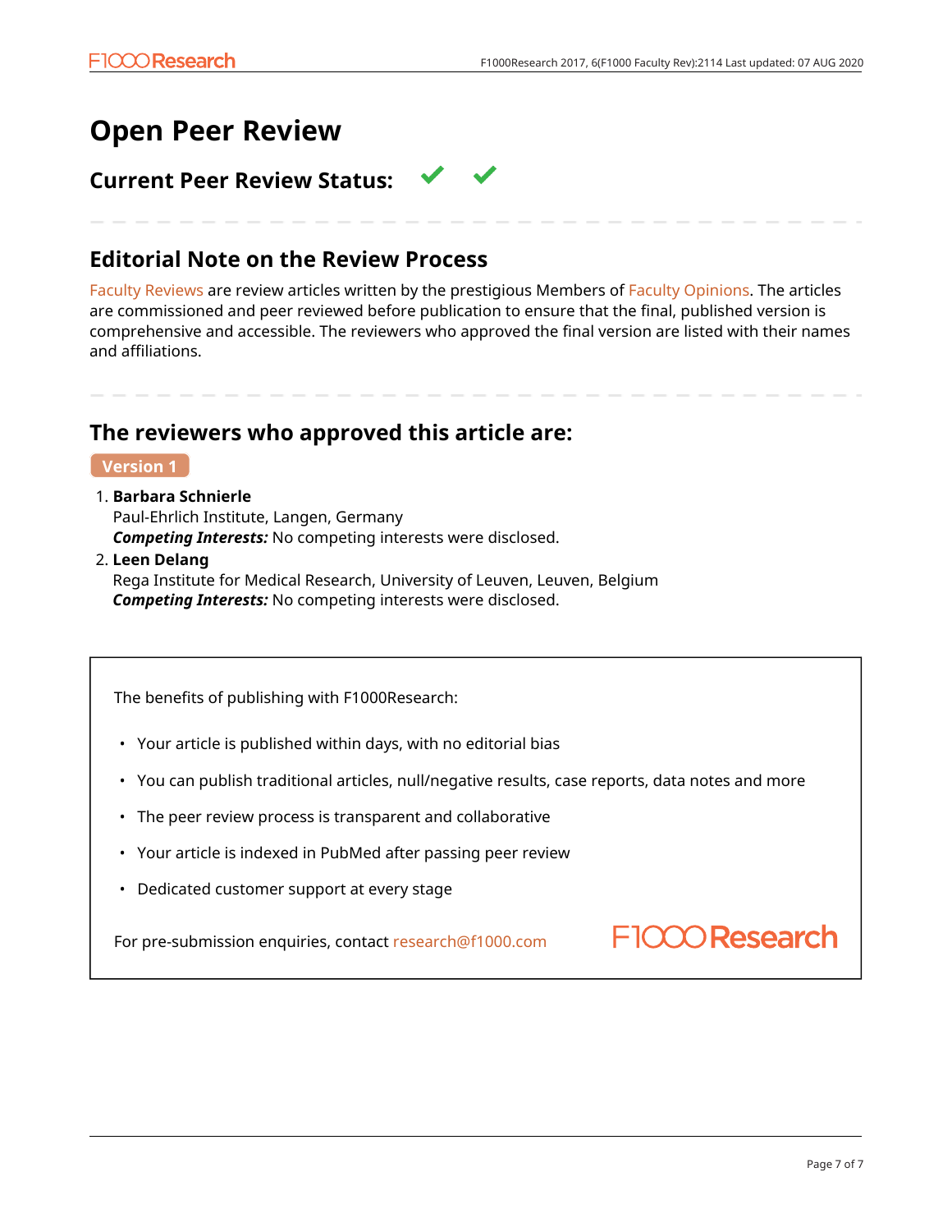# Open Peer Review

## Current Peer Review Status: ✔ ✔

## Editorial Note on the Review Process

Faculty Reviews are review articles written by the prestigious Members of Faculty Opinions. The articles are commissioned and peer reviewed before publication to ensure that the final, published version is comprehensive and accessible. The reviewers who approved the final version are listed with their names and affiliations.

## The reviewers who approved this article are:

**Version 1**

1. **Barbara Schnierle**
   Paul-Ehrlich Institute, Langen, Germany
   ***Competing Interests:*** No competing interests were disclosed.
2. **Leen Delang**
   Rega Institute for Medical Research, University of Leuven, Leuven, Belgium
   ***Competing Interests:*** No competing interests were disclosed.

---

The benefits of publishing with F1000Research:

- Your article is published within days, with no editorial bias
- You can publish traditional articles, null/negative results, case reports, data notes and more
- The peer review process is transparent and collaborative
- Your article is indexed in PubMed after passing peer review
- Dedicated customer support at every stage

For pre-submission enquiries, contact research@f1000.com

F1000Research